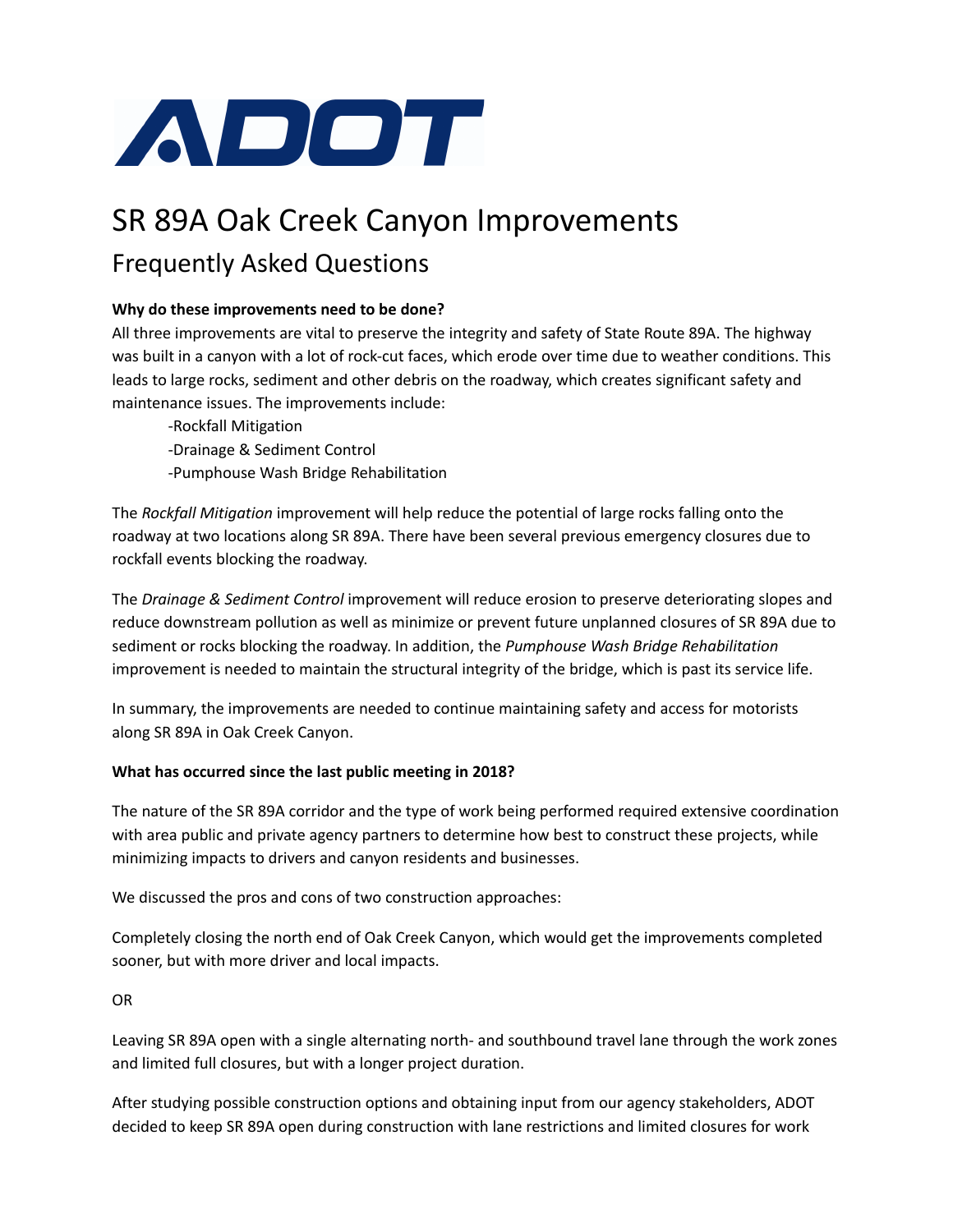ADOT

# SR 89A Oak Creek Canyon Improvements

## Frequently Asked Questions

**Why do these improvements need to be done?**

All three improvements are vital to preserve the integrity and safety of State Route 89A. The highway was built in a canyon with a lot of rock-cut faces, which erode over time due to weather conditions. This leads to large rocks, sediment and other debris on the roadway, which creates significant safety and maintenance issues. The improvements include:

-Rockfall Mitigation
-Drainage & Sediment Control
-Pumphouse Wash Bridge Rehabilitation

The *Rockfall Mitigation* improvement will help reduce the potential of large rocks falling onto the roadway at two locations along SR 89A. There have been several previous emergency closures due to rockfall events blocking the roadway.

The *Drainage & Sediment Control* improvement will reduce erosion to preserve deteriorating slopes and reduce downstream pollution as well as minimize or prevent future unplanned closures of SR 89A due to sediment or rocks blocking the roadway. In addition, the *Pumphouse Wash Bridge Rehabilitation* improvement is needed to maintain the structural integrity of the bridge, which is past its service life.

In summary, the improvements are needed to continue maintaining safety and access for motorists along SR 89A in Oak Creek Canyon.

**What has occurred since the last public meeting in 2018?**

The nature of the SR 89A corridor and the type of work being performed required extensive coordination with area public and private agency partners to determine how best to construct these projects, while minimizing impacts to drivers and canyon residents and businesses.

We discussed the pros and cons of two construction approaches:

Completely closing the north end of Oak Creek Canyon, which would get the improvements completed sooner, but with more driver and local impacts.

OR

Leaving SR 89A open with a single alternating north- and southbound travel lane through the work zones and limited full closures, but with a longer project duration.

After studying possible construction options and obtaining input from our agency stakeholders, ADOT decided to keep SR 89A open during construction with lane restrictions and limited closures for work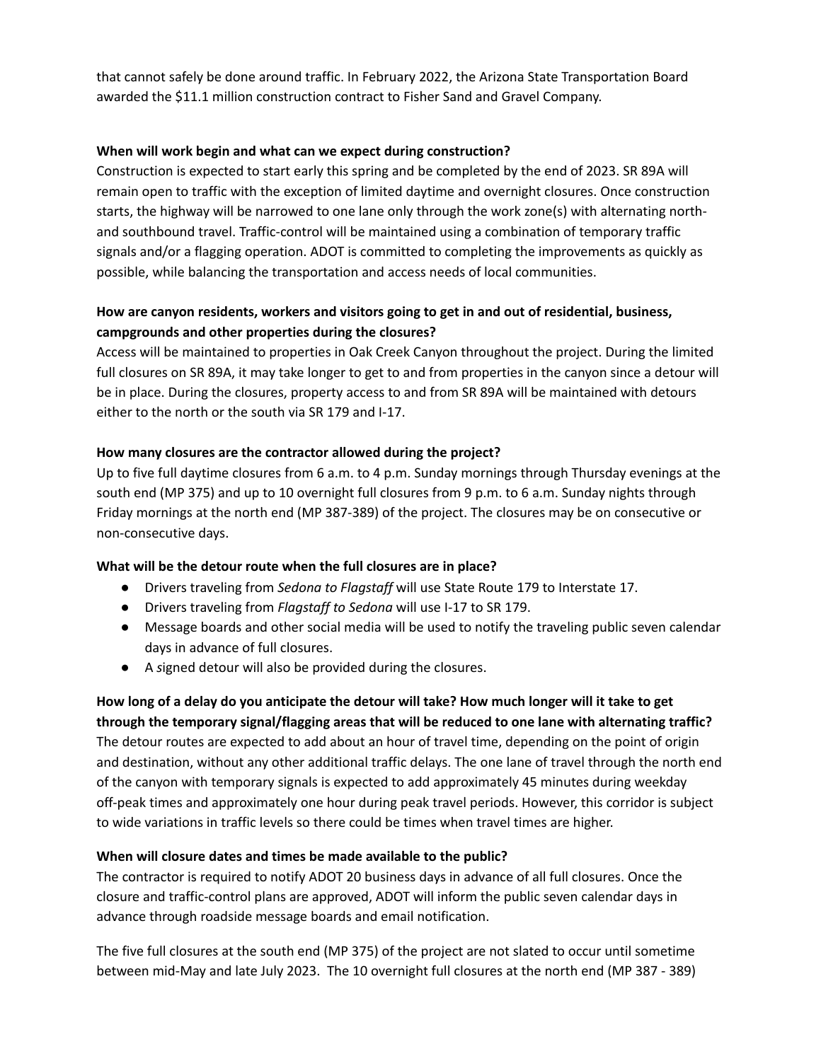that cannot safely be done around traffic. In February 2022, the Arizona State Transportation Board awarded the $11.1 million construction contract to Fisher Sand and Gravel Company.

**When will work begin and what can we expect during construction?**

Construction is expected to start early this spring and be completed by the end of 2023. SR 89A will remain open to traffic with the exception of limited daytime and overnight closures. Once construction starts, the highway will be narrowed to one lane only through the work zone(s) with alternating north- and southbound travel. Traffic-control will be maintained using a combination of temporary traffic signals and/or a flagging operation. ADOT is committed to completing the improvements as quickly as possible, while balancing the transportation and access needs of local communities.

**How are canyon residents, workers and visitors going to get in and out of residential, business, campgrounds and other properties during the closures?**

Access will be maintained to properties in Oak Creek Canyon throughout the project. During the limited full closures on SR 89A, it may take longer to get to and from properties in the canyon since a detour will be in place. During the closures, property access to and from SR 89A will be maintained with detours either to the north or the south via SR 179 and I-17.

**How many closures are the contractor allowed during the project?**

Up to five full daytime closures from 6 a.m. to 4 p.m. Sunday mornings through Thursday evenings at the south end (MP 375) and up to 10 overnight full closures from 9 p.m. to 6 a.m. Sunday nights through Friday mornings at the north end (MP 387-389) of the project. The closures may be on consecutive or non-consecutive days.

**What will be the detour route when the full closures are in place?**

- Drivers traveling from *Sedona to Flagstaff* will use State Route 179 to Interstate 17.
- Drivers traveling from *Flagstaff to Sedona* will use I-17 to SR 179.
- Message boards and other social media will be used to notify the traveling public seven calendar days in advance of full closures.
- A *s*igned detour will also be provided during the closures.

**How long of a delay do you anticipate the detour will take? How much longer will it take to get through the temporary signal/flagging areas that will be reduced to one lane with alternating traffic?**

The detour routes are expected to add about an hour of travel time, depending on the point of origin and destination, without any other additional traffic delays. The one lane of travel through the north end of the canyon with temporary signals is expected to add approximately 45 minutes during weekday off-peak times and approximately one hour during peak travel periods. However, this corridor is subject to wide variations in traffic levels so there could be times when travel times are higher.

**When will closure dates and times be made available to the public?**

The contractor is required to notify ADOT 20 business days in advance of all full closures. Once the closure and traffic-control plans are approved, ADOT will inform the public seven calendar days in advance through roadside message boards and email notification.

The five full closures at the south end (MP 375) of the project are not slated to occur until sometime between mid-May and late July 2023. The 10 overnight full closures at the north end (MP 387 - 389)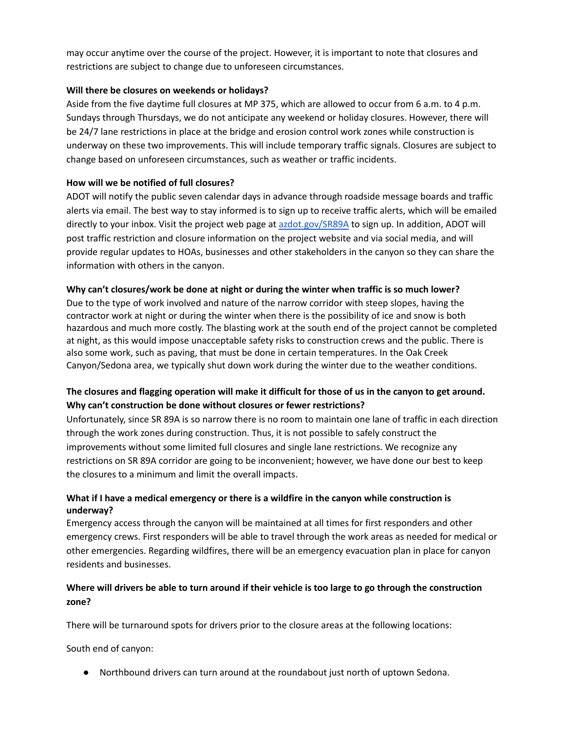may occur anytime over the course of the project. However, it is important to note that closures and restrictions are subject to change due to unforeseen circumstances.

**Will there be closures on weekends or holidays?**

Aside from the five daytime full closures at MP 375, which are allowed to occur from 6 a.m. to 4 p.m. Sundays through Thursdays, we do not anticipate any weekend or holiday closures. However, there will be 24/7 lane restrictions in place at the bridge and erosion control work zones while construction is underway on these two improvements. This will include temporary traffic signals. Closures are subject to change based on unforeseen circumstances, such as weather or traffic incidents.

**How will we be notified of full closures?**

ADOT will notify the public seven calendar days in advance through roadside message boards and traffic alerts via email. The best way to stay informed is to sign up to receive traffic alerts, which will be emailed directly to your inbox. Visit the project web page at [azdot.gov/SR89A](azdot.gov/SR89A) to sign up. In addition, ADOT will post traffic restriction and closure information on the project website and via social media, and will provide regular updates to HOAs, businesses and other stakeholders in the canyon so they can share the information with others in the canyon.

**Why can't closures/work be done at night or during the winter when traffic is so much lower?**

Due to the type of work involved and nature of the narrow corridor with steep slopes, having the contractor work at night or during the winter when there is the possibility of ice and snow is both hazardous and much more costly. The blasting work at the south end of the project cannot be completed at night, as this would impose unacceptable safety risks to construction crews and the public. There is also some work, such as paving, that must be done in certain temperatures. In the Oak Creek Canyon/Sedona area, we typically shut down work during the winter due to the weather conditions.

**The closures and flagging operation will make it difficult for those of us in the canyon to get around. Why can't construction be done without closures or fewer restrictions?**

Unfortunately, since SR 89A is so narrow there is no room to maintain one lane of traffic in each direction through the work zones during construction. Thus, it is not possible to safely construct the improvements without some limited full closures and single lane restrictions. We recognize any restrictions on SR 89A corridor are going to be inconvenient; however, we have done our best to keep the closures to a minimum and limit the overall impacts.

**What if I have a medical emergency or there is a wildfire in the canyon while construction is underway?**

Emergency access through the canyon will be maintained at all times for first responders and other emergency crews. First responders will be able to travel through the work areas as needed for medical or other emergencies. Regarding wildfires, there will be an emergency evacuation plan in place for canyon residents and businesses.

**Where will drivers be able to turn around if their vehicle is too large to go through the construction zone?**

There will be turnaround spots for drivers prior to the closure areas at the following locations:

South end of canyon:

- Northbound drivers can turn around at the roundabout just north of uptown Sedona.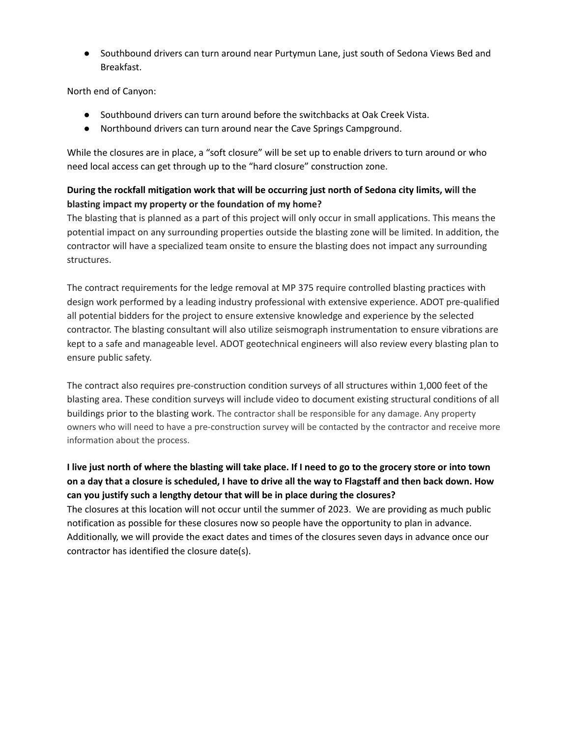- Southbound drivers can turn around near Purtymun Lane, just south of Sedona Views Bed and Breakfast.

North end of Canyon:

- Southbound drivers can turn around before the switchbacks at Oak Creek Vista.
- Northbound drivers can turn around near the Cave Springs Campground.

While the closures are in place, a "soft closure" will be set up to enable drivers to turn around or who need local access can get through up to the "hard closure" construction zone.

**During the rockfall mitigation work that will be occurring just north of Sedona city limits, will the blasting impact my property or the foundation of my home?**

The blasting that is planned as a part of this project will only occur in small applications. This means the potential impact on any surrounding properties outside the blasting zone will be limited. In addition, the contractor will have a specialized team onsite to ensure the blasting does not impact any surrounding structures.

The contract requirements for the ledge removal at MP 375 require controlled blasting practices with design work performed by a leading industry professional with extensive experience. ADOT pre-qualified all potential bidders for the project to ensure extensive knowledge and experience by the selected contractor. The blasting consultant will also utilize seismograph instrumentation to ensure vibrations are kept to a safe and manageable level. ADOT geotechnical engineers will also review every blasting plan to ensure public safety.

The contract also requires pre-construction condition surveys of all structures within 1,000 feet of the blasting area. These condition surveys will include video to document existing structural conditions of all buildings prior to the blasting work. The contractor shall be responsible for any damage. Any property owners who will need to have a pre-construction survey will be contacted by the contractor and receive more information about the process.

**I live just north of where the blasting will take place. If I need to go to the grocery store or into town on a day that a closure is scheduled, I have to drive all the way to Flagstaff and then back down. How can you justify such a lengthy detour that will be in place during the closures?**

The closures at this location will not occur until the summer of 2023. We are providing as much public notification as possible for these closures now so people have the opportunity to plan in advance. Additionally, we will provide the exact dates and times of the closures seven days in advance once our contractor has identified the closure date(s).